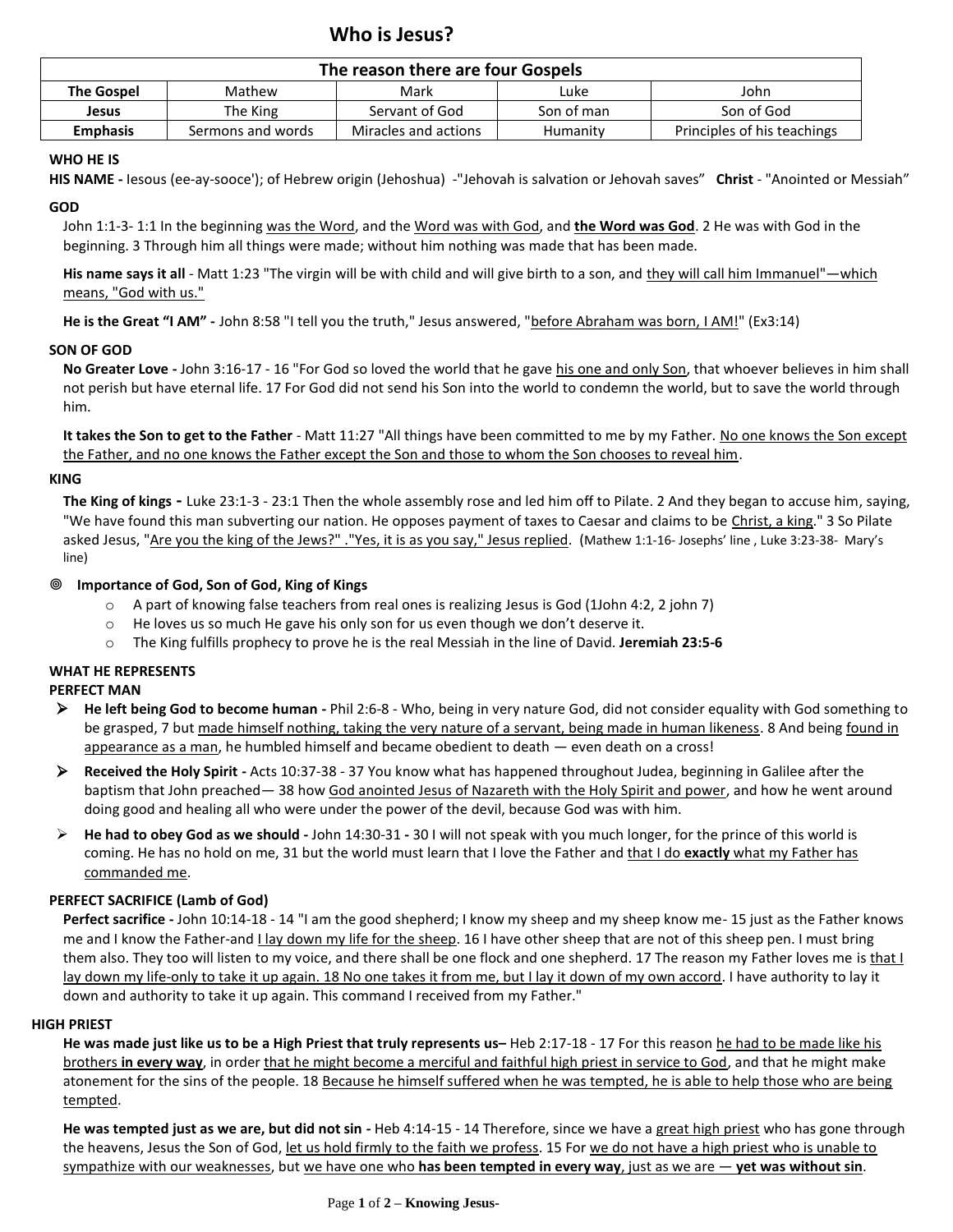# Who is Jesus?

| The reason there are four Gospels | | | | |
|---|---|---|---|---|
| **The Gospel** | Mathew | Mark | Luke | John |
| **Jesus** | The King | Servant of God | Son of man | Son of God |
| **Emphasis** | Sermons and words | Miracles and actions | Humanity | Principles of his teachings |

**WHO HE IS**

**HIS NAME -** Iesous (ee-ay-sooce'); of Hebrew origin (Jehoshua) -"Jehovah is salvation or Jehovah saves" **Christ** - "Anointed or Messiah"

**GOD**

John 1:1-3- 1:1 In the beginning was the Word, and the Word was with God, and **the Word was God**. 2 He was with God in the beginning. 3 Through him all things were made; without him nothing was made that has been made.

**His name says it all** - Matt 1:23 "The virgin will be with child and will give birth to a son, and they will call him Immanuel"—which means, "God with us."

**He is the Great "I AM" -** John 8:58 "I tell you the truth," Jesus answered, "before Abraham was born, I AM!" (Ex3:14)

**SON OF GOD**

**No Greater Love -** John 3:16-17 - 16 "For God so loved the world that he gave his one and only Son, that whoever believes in him shall not perish but have eternal life. 17 For God did not send his Son into the world to condemn the world, but to save the world through him.

**It takes the Son to get to the Father** - Matt 11:27 "All things have been committed to me by my Father. No one knows the Son except the Father, and no one knows the Father except the Son and those to whom the Son chooses to reveal him.

**KING**

**The King of kings -** Luke 23:1-3 - 23:1 Then the whole assembly rose and led him off to Pilate. 2 And they began to accuse him, saying, "We have found this man subverting our nation. He opposes payment of taxes to Caesar and claims to be Christ, a king." 3 So Pilate asked Jesus, "Are you the king of the Jews?" ."Yes, it is as you say," Jesus replied. (Mathew 1:1-16- Josephs' line , Luke 3:23-38- Mary's line)

◎ **Importance of God, Son of God, King of Kings**

- A part of knowing false teachers from real ones is realizing Jesus is God (1John 4:2, 2 john 7)
- He loves us so much He gave his only son for us even though we don't deserve it.
- The King fulfills prophecy to prove he is the real Messiah in the line of David. **Jeremiah 23:5-6**

**WHAT HE REPRESENTS**

**PERFECT MAN**

- **He left being God to become human -** Phil 2:6-8 - Who, being in very nature God, did not consider equality with God something to be grasped, 7 but made himself nothing, taking the very nature of a servant, being made in human likeness. 8 And being found in appearance as a man, he humbled himself and became obedient to death — even death on a cross!
- **Received the Holy Spirit -** Acts 10:37-38 - 37 You know what has happened throughout Judea, beginning in Galilee after the baptism that John preached— 38 how God anointed Jesus of Nazareth with the Holy Spirit and power, and how he went around doing good and healing all who were under the power of the devil, because God was with him.
- **He had to obey God as we should -** John 14:30-31 **-** 30 I will not speak with you much longer, for the prince of this world is coming. He has no hold on me, 31 but the world must learn that I love the Father and that I do **exactly** what my Father has commanded me.

**PERFECT SACRIFICE (Lamb of God)**

**Perfect sacrifice -** John 10:14-18 - 14 "I am the good shepherd; I know my sheep and my sheep know me- 15 just as the Father knows me and I know the Father-and I lay down my life for the sheep. 16 I have other sheep that are not of this sheep pen. I must bring them also. They too will listen to my voice, and there shall be one flock and one shepherd. 17 The reason my Father loves me is that I lay down my life-only to take it up again. 18 No one takes it from me, but I lay it down of my own accord. I have authority to lay it down and authority to take it up again. This command I received from my Father."

**HIGH PRIEST**

**He was made just like us to be a High Priest that truly represents us–** Heb 2:17-18 - 17 For this reason he had to be made like his brothers **in every way**, in order that he might become a merciful and faithful high priest in service to God, and that he might make atonement for the sins of the people. 18 Because he himself suffered when he was tempted, he is able to help those who are being tempted.

**He was tempted just as we are, but did not sin -** Heb 4:14-15 - 14 Therefore, since we have a great high priest who has gone through the heavens, Jesus the Son of God, let us hold firmly to the faith we profess. 15 For we do not have a high priest who is unable to sympathize with our weaknesses, but we have one who **has been tempted in every way**, just as we are — **yet was without sin**.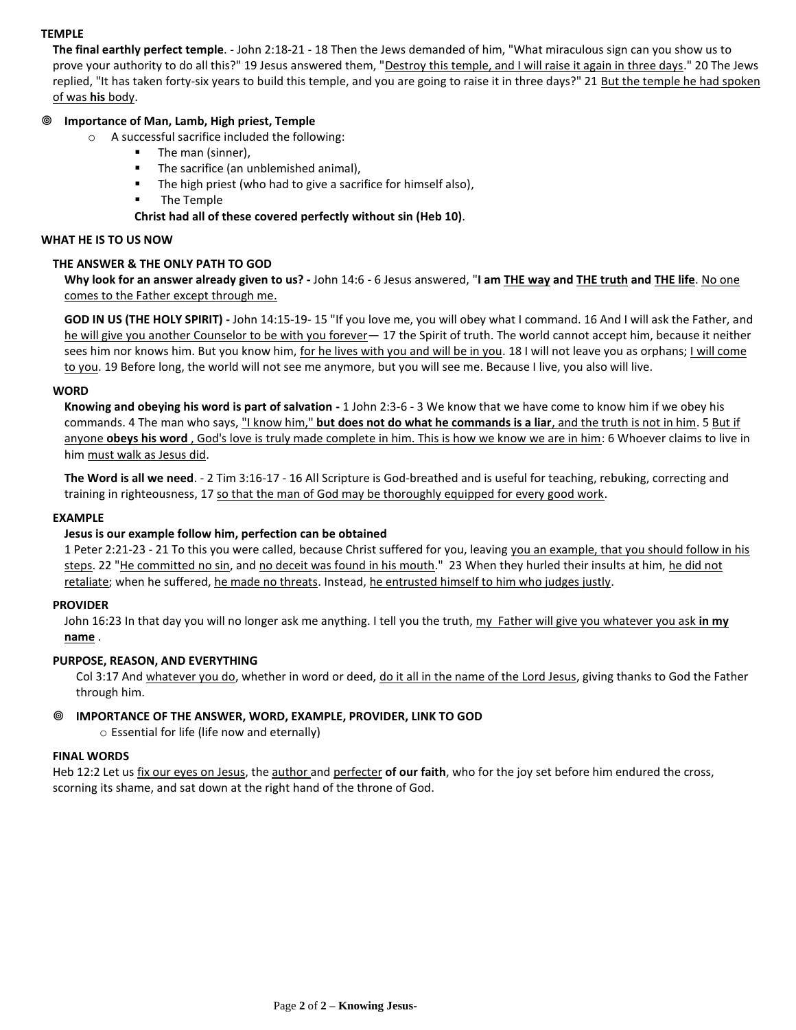**TEMPLE**

**The final earthly perfect temple**. - John 2:18-21 - 18 Then the Jews demanded of him, "What miraculous sign can you show us to prove your authority to do all this?" 19 Jesus answered them, "Destroy this temple, and I will raise it again in three days." 20 The Jews replied, "It has taken forty-six years to build this temple, and you are going to raise it in three days?" 21 But the temple he had spoken of was **his** body.

- **Importance of Man, Lamb, High priest, Temple**
  - A successful sacrifice included the following:
    - The man (sinner),
    - The sacrifice (an unblemished animal),
    - The high priest (who had to give a sacrifice for himself also),
    - The Temple

    **Christ had all of these covered perfectly without sin (Heb 10)**.

**WHAT HE IS TO US NOW**

**THE ANSWER & THE ONLY PATH TO GOD**

**Why look for an answer already given to us? -** John 14:6 - 6 Jesus answered, "**I am THE way and THE truth and THE life**. No one comes to the Father except through me.

**GOD IN US (THE HOLY SPIRIT) -** John 14:15-19- 15 "If you love me, you will obey what I command. 16 And I will ask the Father, and he will give you another Counselor to be with you forever— 17 the Spirit of truth. The world cannot accept him, because it neither sees him nor knows him. But you know him, for he lives with you and will be in you. 18 I will not leave you as orphans; I will come to you. 19 Before long, the world will not see me anymore, but you will see me. Because I live, you also will live.

**WORD**

**Knowing and obeying his word is part of salvation -** 1 John 2:3-6 - 3 We know that we have come to know him if we obey his commands. 4 The man who says, "I know him," **but does not do what he commands is a liar**, and the truth is not in him. 5 But if anyone **obeys his word** , God's love is truly made complete in him. This is how we know we are in him: 6 Whoever claims to live in him must walk as Jesus did.

**The Word is all we need**. - 2 Tim 3:16-17 - 16 All Scripture is God-breathed and is useful for teaching, rebuking, correcting and training in righteousness, 17 so that the man of God may be thoroughly equipped for every good work.

**EXAMPLE**

**Jesus is our example follow him, perfection can be obtained**

1 Peter 2:21-23 - 21 To this you were called, because Christ suffered for you, leaving you an example, that you should follow in his steps. 22 "He committed no sin, and no deceit was found in his mouth." 23 When they hurled their insults at him, he did not retaliate; when he suffered, he made no threats. Instead, he entrusted himself to him who judges justly.

**PROVIDER**

John 16:23 In that day you will no longer ask me anything. I tell you the truth, my Father will give you whatever you ask **in my name** .

**PURPOSE, REASON, AND EVERYTHING**

Col 3:17 And whatever you do, whether in word or deed, do it all in the name of the Lord Jesus, giving thanks to God the Father through him.

- **IMPORTANCE OF THE ANSWER, WORD, EXAMPLE, PROVIDER, LINK TO GOD**
  - Essential for life (life now and eternally)

**FINAL WORDS**

Heb 12:2 Let us fix our eyes on Jesus, the author and perfecter **of our faith**, who for the joy set before him endured the cross, scorning its shame, and sat down at the right hand of the throne of God.